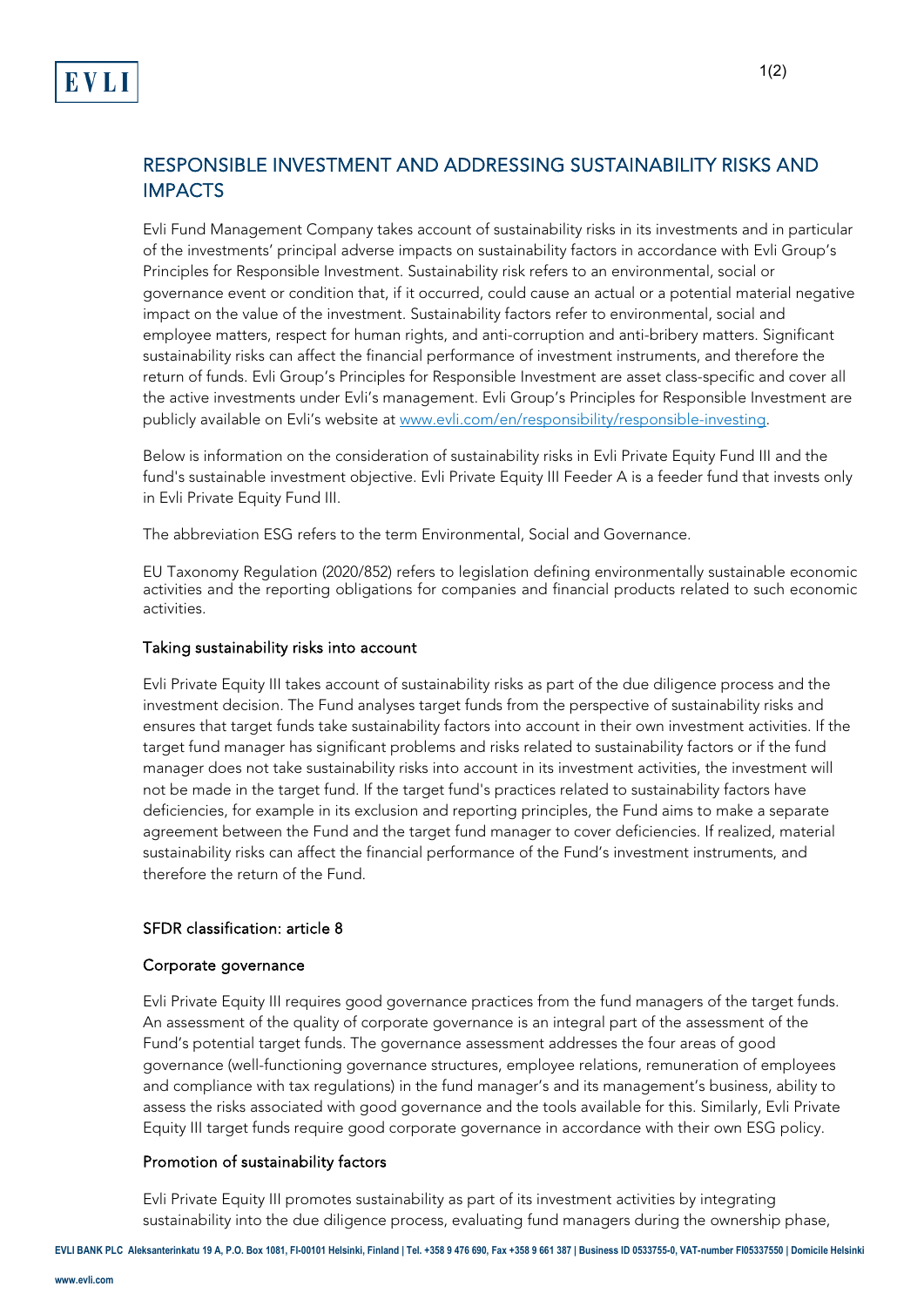# RESPONSIBLE INVESTMENT AND ADDRESSING SUSTAINABILITY RISKS AND IMPACTS

Evli Fund Management Company takes account of sustainability risks in its investments and in particular of the investments' principal adverse impacts on sustainability factors in accordance with Evli Group's Principles for Responsible Investment. Sustainability risk refers to an environmental, social or governance event or condition that, if it occurred, could cause an actual or a potential material negative impact on the value of the investment. Sustainability factors refer to environmental, social and employee matters, respect for human rights, and anti-corruption and anti-bribery matters. Significant sustainability risks can affect the financial performance of investment instruments, and therefore the return of funds. Evli Group's Principles for Responsible Investment are asset class-specific and cover all the active investments under Evli's management. Evli Group's Principles for Responsible Investment are publicly available on Evli's website at www.evli.com/en/responsibility/responsible-investing.

Below is information on the consideration of sustainability risks in Evli Private Equity Fund III and the fund's sustainable investment objective. Evli Private Equity III Feeder A is a feeder fund that invests only in Evli Private Equity Fund III.

The abbreviation ESG refers to the term Environmental, Social and Governance.

EU Taxonomy Regulation (2020/852) refers to legislation defining environmentally sustainable economic activities and the reporting obligations for companies and financial products related to such economic activities.

## Taking sustainability risks into account

Evli Private Equity III takes account of sustainability risks as part of the due diligence process and the investment decision. The Fund analyses target funds from the perspective of sustainability risks and ensures that target funds take sustainability factors into account in their own investment activities. If the target fund manager has significant problems and risks related to sustainability factors or if the fund manager does not take sustainability risks into account in its investment activities, the investment will not be made in the target fund. If the target fund's practices related to sustainability factors have deficiencies, for example in its exclusion and reporting principles, the Fund aims to make a separate agreement between the Fund and the target fund manager to cover deficiencies. If realized, material sustainability risks can affect the financial performance of the Fund's investment instruments, and therefore the return of the Fund.

## SFDR classification: article 8

## Corporate governance

Evli Private Equity III requires good governance practices from the fund managers of the target funds. An assessment of the quality of corporate governance is an integral part of the assessment of the Fund's potential target funds. The governance assessment addresses the four areas of good governance (well-functioning governance structures, employee relations, remuneration of employees and compliance with tax regulations) in the fund manager's and its management's business, ability to assess the risks associated with good governance and the tools available for this. Similarly, Evli Private Equity III target funds require good corporate governance in accordance with their own ESG policy.

## Promotion of sustainability factors

Evli Private Equity III promotes sustainability as part of its investment activities by integrating sustainability into the due diligence process, evaluating fund managers during the ownership phase,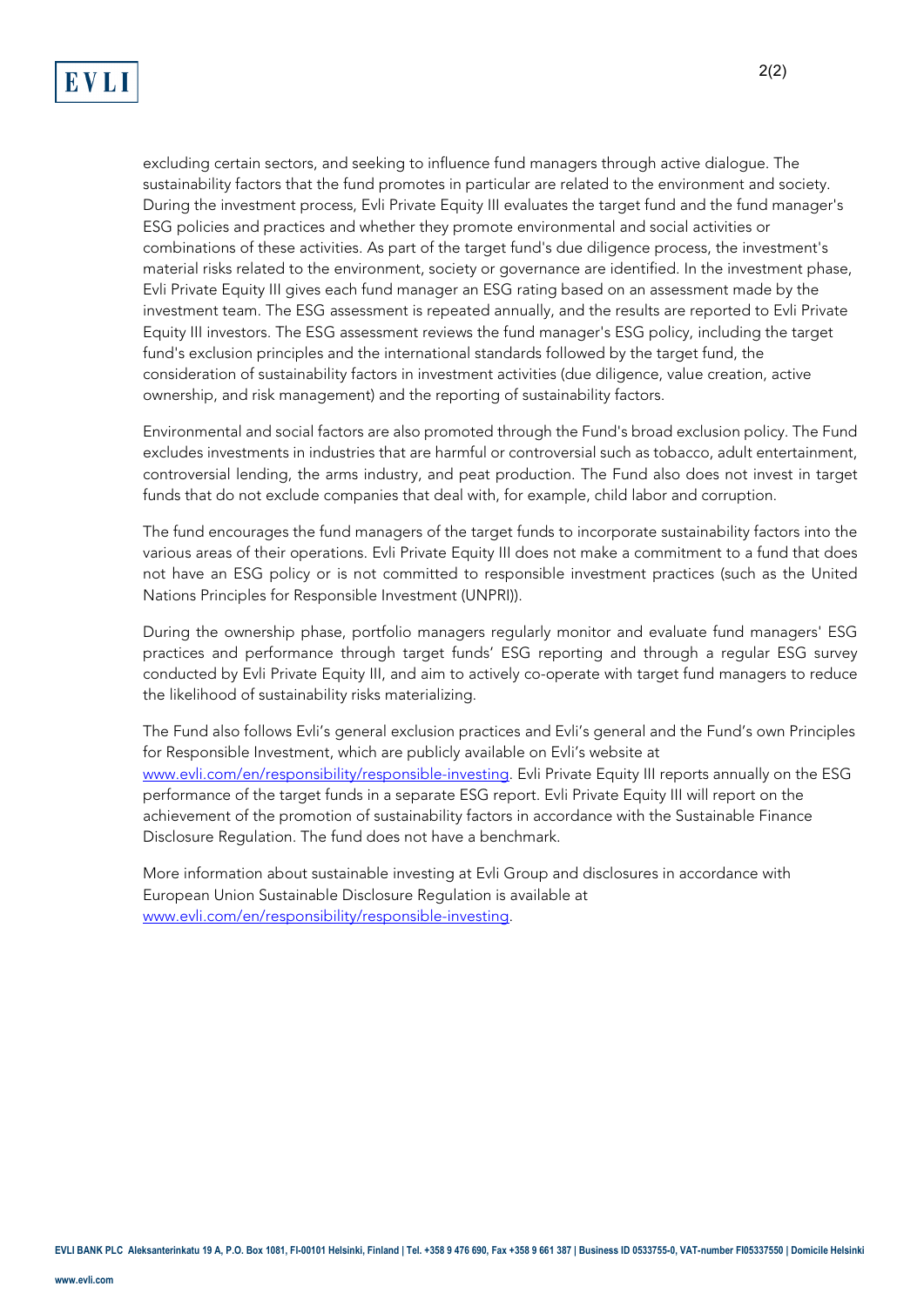excluding certain sectors, and seeking to influence fund managers through active dialogue. The sustainability factors that the fund promotes in particular are related to the environment and society. During the investment process, Evli Private Equity III evaluates the target fund and the fund manager's ESG policies and practices and whether they promote environmental and social activities or combinations of these activities. As part of the target fund's due diligence process, the investment's material risks related to the environment, society or governance are identified. In the investment phase, Evli Private Equity III gives each fund manager an ESG rating based on an assessment made by the investment team. The ESG assessment is repeated annually, and the results are reported to Evli Private Equity III investors. The ESG assessment reviews the fund manager's ESG policy, including the target fund's exclusion principles and the international standards followed by the target fund, the consideration of sustainability factors in investment activities (due diligence, value creation, active ownership, and risk management) and the reporting of sustainability factors.

Environmental and social factors are also promoted through the Fund's broad exclusion policy. The Fund excludes investments in industries that are harmful or controversial such as tobacco, adult entertainment, controversial lending, the arms industry, and peat production. The Fund also does not invest in target funds that do not exclude companies that deal with, for example, child labor and corruption.

The fund encourages the fund managers of the target funds to incorporate sustainability factors into the various areas of their operations. Evli Private Equity III does not make a commitment to a fund that does not have an ESG policy or is not committed to responsible investment practices (such as the United Nations Principles for Responsible Investment (UNPRI)).

During the ownership phase, portfolio managers regularly monitor and evaluate fund managers' ESG practices and performance through target funds' ESG reporting and through a regular ESG survey conducted by Evli Private Equity III, and aim to actively co-operate with target fund managers to reduce the likelihood of sustainability risks materializing.

The Fund also follows Evli's general exclusion practices and Evli's general and the Fund's own Principles for Responsible Investment, which are publicly available on Evli's website at [www.evli.com/en/responsibility/responsible-investing](www.evli.com/en/responsibility/responsible-investing). Evli Private Equity III reports annually on the ESG performance of the target funds in a separate ESG report. Evli Private Equity III will report on the achievement of the promotion of sustainability factors in accordance with the Sustainable Finance Disclosure Regulation. The fund does not have a benchmark.

More information about sustainable investing at Evli Group and disclosures in accordance with European Union Sustainable Disclosure Regulation is available at [www.evli.com/en/responsibility/responsible-investing](www.evli.com/en/responsibility/responsible-investing).